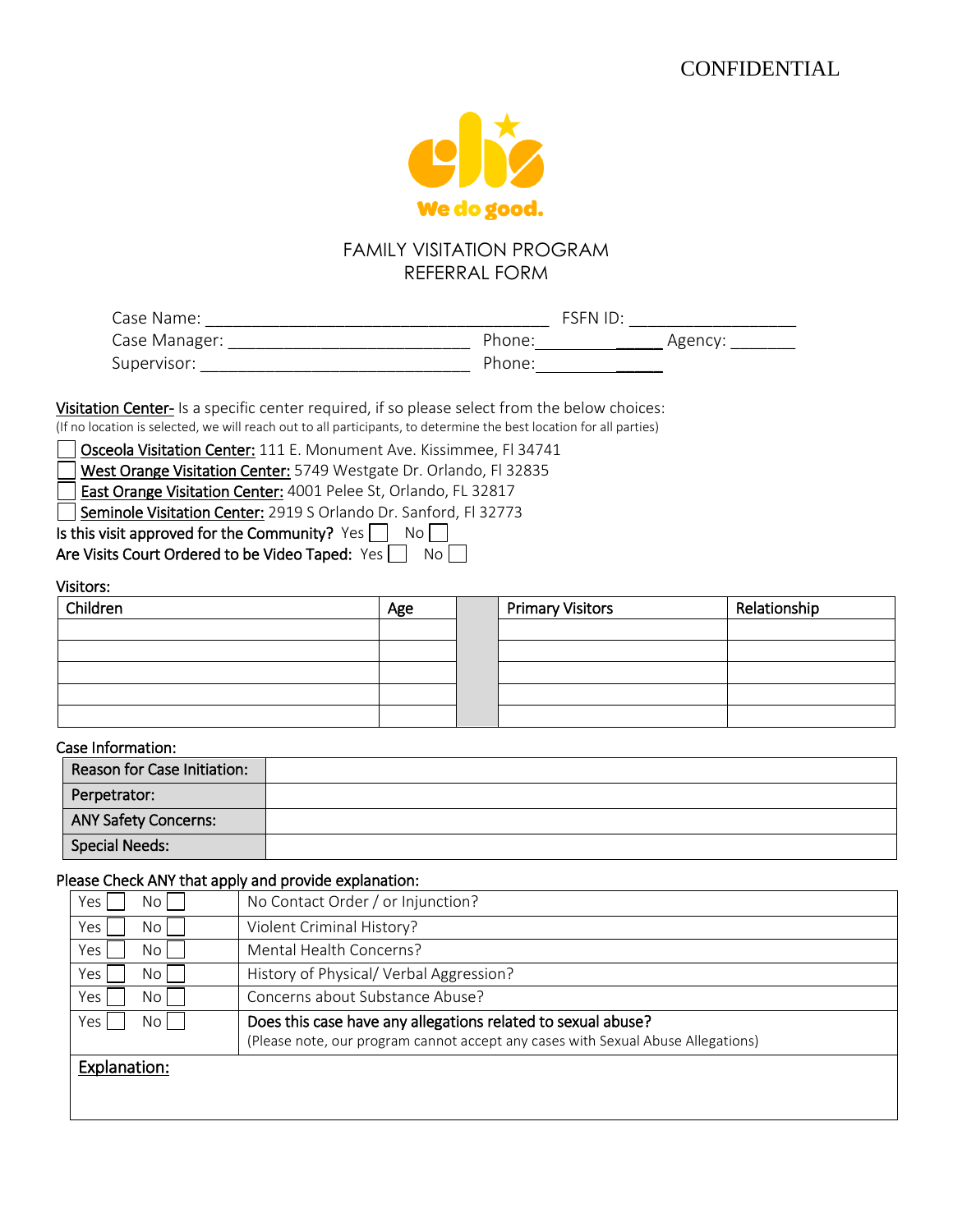CONFIDENTIAL

We do good.

# FAMILY VISITATION PROGRAM
# REFERRAL FORM

Case Name: ______________________________________ FSFN ID: __________________

Case Manager: ___________________________ Phone:______________ Agency: _______

Supervisor: ______________________________ Phone:______________

Visitation Center- Is a specific center required, if so please select from the below choices:
(If no location is selected, we will reach out to all participants, to determine the best location for all parties)

☐ Osceola Visitation Center: 111 E. Monument Ave. Kissimmee, Fl 34741
☐ West Orange Visitation Center: 5749 Westgate Dr. Orlando, Fl 32835
☐ East Orange Visitation Center: 4001 Pelee St, Orlando, FL 32817
☐ Seminole Visitation Center: 2919 S Orlando Dr. Sanford, Fl 32773

Is this visit approved for the Community? Yes ☐ No ☐

Are Visits Court Ordered to be Video Taped: Yes ☐ No ☐

Visitors:

| Children | Age | | Primary Visitors | Relationship |
|---|---|---|---|---|
| | | | | |
| | | | | |
| | | | | |
| | | | | |
| | | | | |

Case Information:

| Reason for Case Initiation: | |
|---|---|
| Perpetrator: | |
| ANY Safety Concerns: | |
| Special Needs: | |

Please Check ANY that apply and provide explanation:

| | |
|---|---|
| Yes ☐ No ☐ | No Contact Order / or Injunction? |
| Yes ☐ No ☐ | Violent Criminal History? |
| Yes ☐ No ☐ | Mental Health Concerns? |
| Yes ☐ No ☐ | History of Physical/ Verbal Aggression? |
| Yes ☐ No ☐ | Concerns about Substance Abuse? |
| Yes ☐ No ☐ | Does this case have any allegations related to sexual abuse? (Please note, our program cannot accept any cases with Sexual Abuse Allegations) |

Explanation: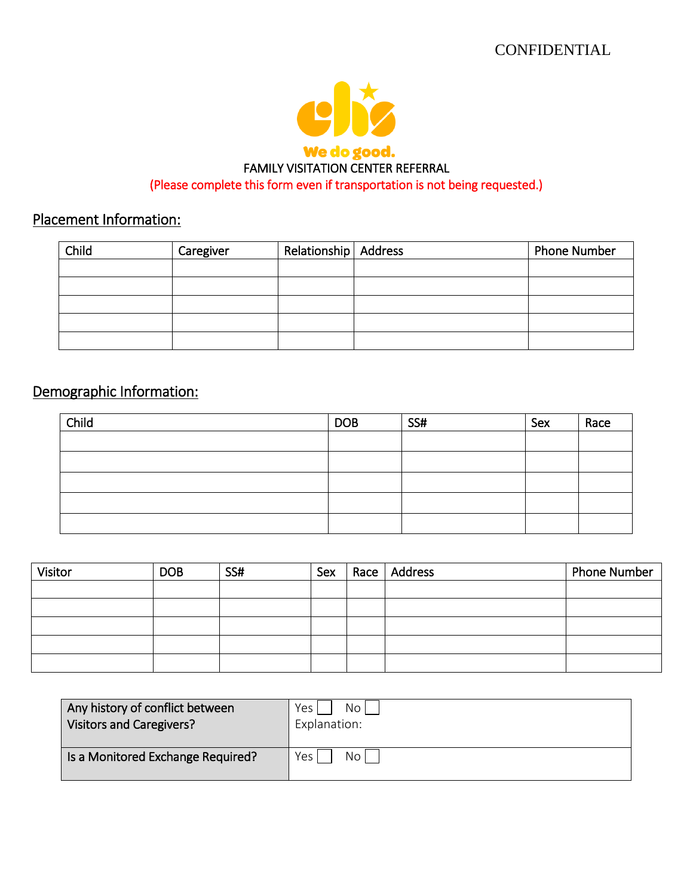CONFIDENTIAL

We do good.

FAMILY VISITATION CENTER REFERRAL

(Please complete this form even if transportation is not being requested.)

## Placement Information:

| Child | Caregiver | Relationship | Address | Phone Number |
|---|---|---|---|---|
| | | | | |
| | | | | |
| | | | | |
| | | | | |
| | | | | |

## Demographic Information:

| Child | DOB | SS# | Sex | Race |
|---|---|---|---|---|
| | | | | |
| | | | | |
| | | | | |
| | | | | |
| | | | | |

| Visitor | DOB | SS# | Sex | Race | Address | Phone Number |
|---|---|---|---|---|---|---|
| | | | | | | |
| | | | | | | |
| | | | | | | |
| | | | | | | |
| | | | | | | |

| | |
|---|---|
| Any history of conflict between Visitors and Caregivers? | Yes ☐ No ☐<br>Explanation: |
| Is a Monitored Exchange Required? | Yes ☐ No ☐ |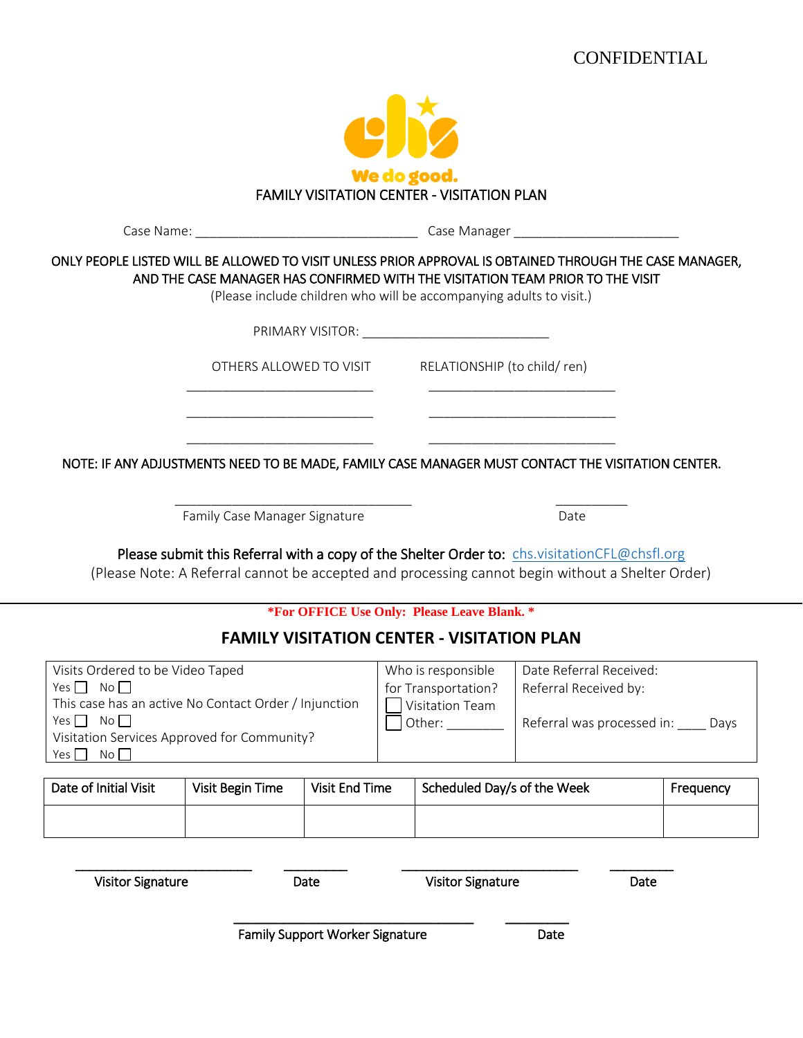CONFIDENTIAL

We do good.

FAMILY VISITATION CENTER - VISITATION PLAN

Case Name: _______________________________ Case Manager ______________________

ONLY PEOPLE LISTED WILL BE ALLOWED TO VISIT UNLESS PRIOR APPROVAL IS OBTAINED THROUGH THE CASE MANAGER, AND THE CASE MANAGER HAS CONFIRMED WITH THE VISITATION TEAM PRIOR TO THE VISIT
(Please include children who will be accompanying adults to visit.)

PRIMARY VISITOR: __________________________

| OTHERS ALLOWED TO VISIT | RELATIONSHIP (to child/ ren) |
|---|---|
| __________________________ | __________________________ |
| __________________________ | __________________________ |
| __________________________ | __________________________ |

NOTE: IF ANY ADJUSTMENTS NEED TO BE MADE, FAMILY CASE MANAGER MUST CONTACT THE VISITATION CENTER.

_________________________________ __________
Family Case Manager Signature Date

Please submit this Referral with a copy of the Shelter Order to: chs.visitationCFL@chsfl.org
(Please Note: A Referral cannot be accepted and processing cannot begin without a Shelter Order)

---

***For OFFICE Use Only: Please Leave Blank. ***

## FAMILY VISITATION CENTER - VISITATION PLAN

| | | |
|---|---|---|
| Visits Ordered to be Video Taped<br>Yes ☐ No ☐<br>This case has an active No Contact Order / Injunction<br>Yes ☐ No ☐<br>Visitation Services Approved for Community?<br>Yes ☐ No ☐ | Who is responsible for Transportation?<br>☐ Visitation Team<br>☐ Other: ________ | Date Referral Received:<br>Referral Received by:<br><br>Referral was processed in: ____ Days |

| Date of Initial Visit | Visit Begin Time | Visit End Time | Scheduled Day/s of the Week | Frequency |
|---|---|---|---|---|
| | | | | |

________________________ ________ ________________________ ________
Visitor Signature Date Visitor Signature Date

_________________________________ ________
Family Support Worker Signature Date